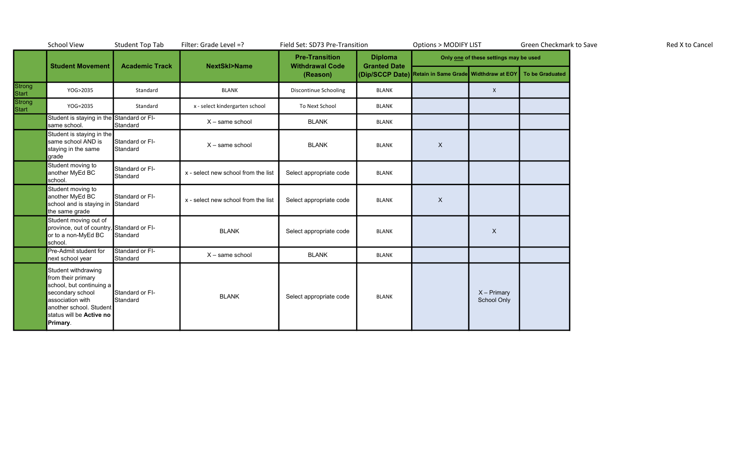School View | Student Top Tab | Filter: Grade Level =? | Field Set: SD73 Pre-Transition | Options > MODIFY LIST | Green Checkmark to Save | Red X to Cancel

| | Student Movement | Academic Track | NextSkl>Name | Pre-Transition Withdrawal Code (Reason) | Diploma Granted Date (Dip/SCCP Date) | Only **one** of these settings may be used | | |
|---|---|---|---|---|---|---|---|---|
| | | | | | | Retain in Same Grade | Widthdraw at EOY | To be Graduated |
| Strong Start | YOG>2035 | Standard | BLANK | Discontinue Schooling | BLANK | | X | |
| Strong Start | YOG=2035 | Standard | x - select kindergarten school | To Next School | BLANK | | | |
| | Student is staying in the same school. | Standard or FI-Standard | X – same school | BLANK | BLANK | | | |
| | Student is staying in the same school AND is staying in the same grade | Standard or FI-Standard | X – same school | BLANK | BLANK | X | | |
| | Student moving to another MyEd BC school. | Standard or FI-Standard | x - select new school from the list | Select appropriate code | BLANK | | | |
| | Student moving to another MyEd BC school and is staying in the same grade | Standard or FI-Standard | x - select new school from the list | Select appropriate code | BLANK | X | | |
| | Student moving out of province, out of country, or to a non-MyEd BC school. | Standard or FI-Standard | BLANK | Select appropriate code | BLANK | | X | |
| | Pre-Admit student for next school year | Standard or FI-Standard | X – same school | BLANK | BLANK | | | |
| | Student withdrawing from their primary school, but continuing a secondary school association with another school. Student status will be **Active no Primary**. | Standard or FI-Standard | BLANK | Select appropriate code | BLANK | | X – Primary School Only | |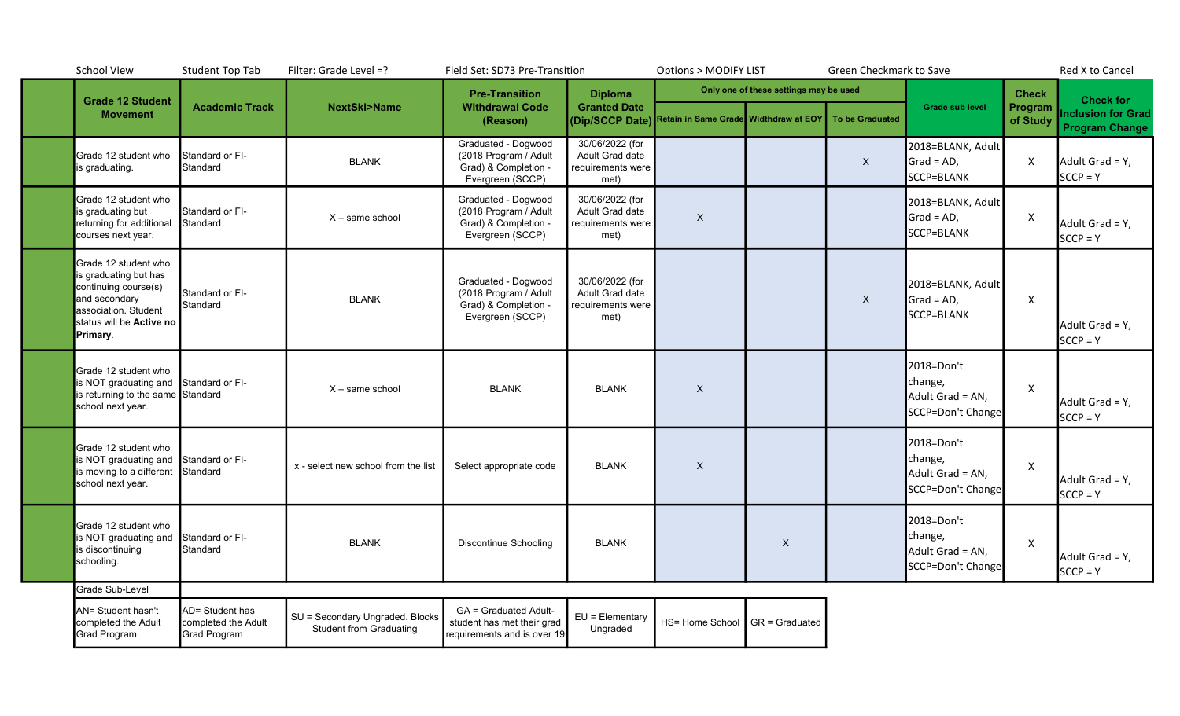School View | Student Top Tab | Filter: Grade Level =? | Field Set: SD73 Pre-Transition | Options > MODIFY LIST | Green Checkmark to Save | Red X to Cancel

| Grade 12 Student Movement | Academic Track | NextSkl>Name | Pre-Transition Withdrawal Code (Reason) | Diploma Granted Date (Dip/SCCP Date) | Only **one** of these settings may be used | | | Grade sub level | Check Program of Study | Check for Inclusion for Grad Program Change |
|---|---|---|---|---|---|---|---|---|---|---|
| | | | | | Retain in Same Grade | Widthdraw at EOY | To be Graduated | | | |
| Grade 12 student who is graduating. | Standard or FI-Standard | BLANK | Graduated - Dogwood (2018 Program / Adult Grad) & Completion - Evergreen (SCCP) | 30/06/2022 (for Adult Grad date requirements were met) | | | X | 2018=BLANK, Adult Grad = AD, SCCP=BLANK | X | Adult Grad = Y, SCCP = Y |
| Grade 12 student who is graduating but returning for additional courses next year. | Standard or FI-Standard | X – same school | Graduated - Dogwood (2018 Program / Adult Grad) & Completion - Evergreen (SCCP) | 30/06/2022 (for Adult Grad date requirements were met) | X | | | 2018=BLANK, Adult Grad = AD, SCCP=BLANK | X | Adult Grad = Y, SCCP = Y |
| Grade 12 student who is graduating but has continuing course(s) and secondary association. Student status will be **Active no Primary**. | Standard or FI-Standard | BLANK | Graduated - Dogwood (2018 Program / Adult Grad) & Completion - Evergreen (SCCP) | 30/06/2022 (for Adult Grad date requirements were met) | | | X | 2018=BLANK, Adult Grad = AD, SCCP=BLANK | X | Adult Grad = Y, SCCP = Y |
| Grade 12 student who is NOT graduating and is returning to the same school next year. | Standard or FI-Standard | X – same school | BLANK | BLANK | X | | | 2018=Don't change, Adult Grad = AN, SCCP=Don't Change | X | Adult Grad = Y, SCCP = Y |
| Grade 12 student who is NOT graduating and is moving to a different school next year. | Standard or FI-Standard | x - select new school from the list | Select appropriate code | BLANK | X | | | 2018=Don't change, Adult Grad = AN, SCCP=Don't Change | X | Adult Grad = Y, SCCP = Y |
| Grade 12 student who is NOT graduating and is discontinuing schooling. | Standard or FI-Standard | BLANK | Discontinue Schooling | BLANK | | X | | 2018=Don't change, Adult Grad = AN, SCCP=Don't Change | X | Adult Grad = Y, SCCP = Y |

**Grade Sub-Level**

| | | | | | | |
|---|---|---|---|---|---|---|
| AN= Student hasn't completed the Adult Grad Program | AD= Student has completed the Adult Grad Program | SU = Secondary Ungraded. Blocks Student from Graduating | GA = Graduated Adult-student has met their grad requirements and is over 19 | EU = Elementary Ungraded | HS= Home School | GR = Graduated |